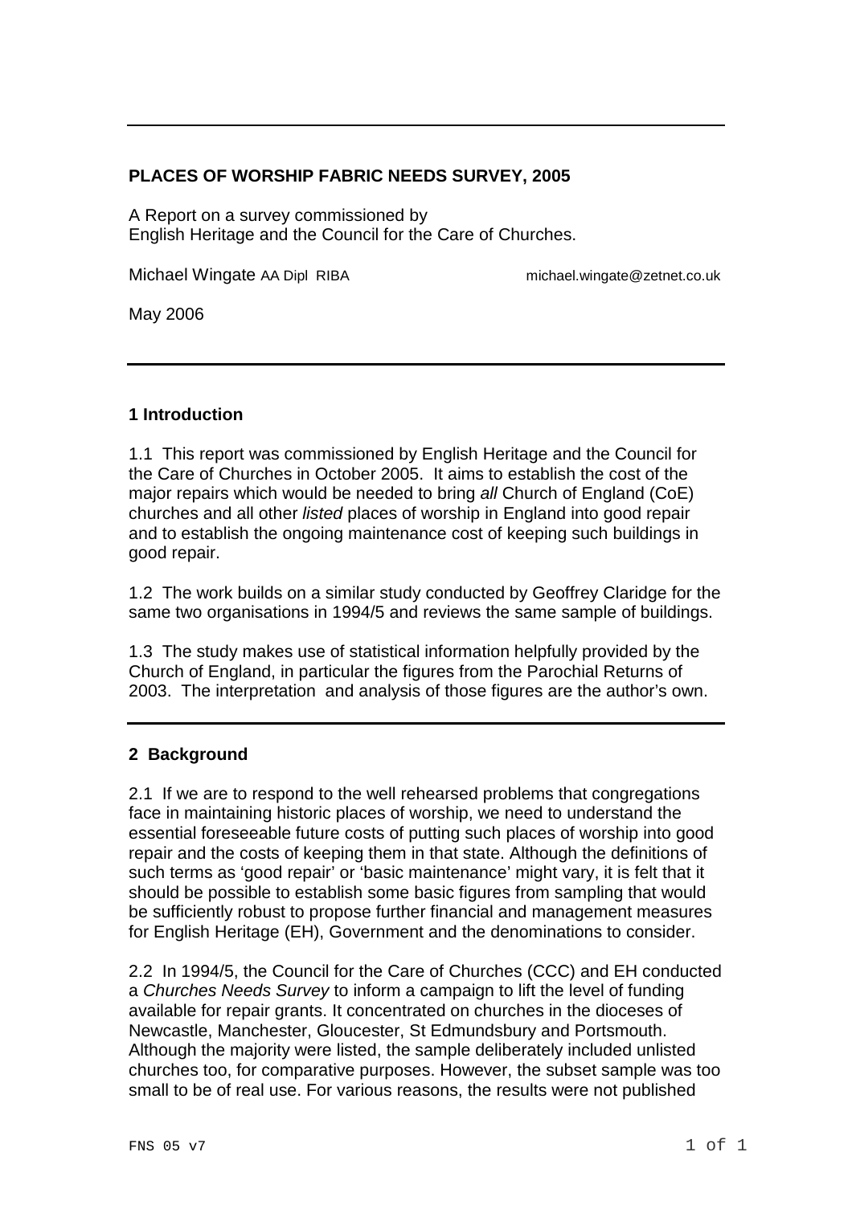# PLACES OF WORSHIP FABRIC NEEDS SURVEY, 2005

A Report on a survey commissioned by
English Heritage and the Council for the Care of Churches.

Michael Wingate AA Dipl RIBA michael.wingate@zetnet.co.uk

May 2006

## 1 Introduction

1.1 This report was commissioned by English Heritage and the Council for the Care of Churches in October 2005. It aims to establish the cost of the major repairs which would be needed to bring *all* Church of England (CoE) churches and all other *listed* places of worship in England into good repair and to establish the ongoing maintenance cost of keeping such buildings in good repair.

1.2 The work builds on a similar study conducted by Geoffrey Claridge for the same two organisations in 1994/5 and reviews the same sample of buildings.

1.3 The study makes use of statistical information helpfully provided by the Church of England, in particular the figures from the Parochial Returns of 2003. The interpretation and analysis of those figures are the author's own.

## 2 Background

2.1 If we are to respond to the well rehearsed problems that congregations face in maintaining historic places of worship, we need to understand the essential foreseeable future costs of putting such places of worship into good repair and the costs of keeping them in that state. Although the definitions of such terms as 'good repair' or 'basic maintenance' might vary, it is felt that it should be possible to establish some basic figures from sampling that would be sufficiently robust to propose further financial and management measures for English Heritage (EH), Government and the denominations to consider.

2.2 In 1994/5, the Council for the Care of Churches (CCC) and EH conducted a *Churches Needs Survey* to inform a campaign to lift the level of funding available for repair grants. It concentrated on churches in the dioceses of Newcastle, Manchester, Gloucester, St Edmundsbury and Portsmouth. Although the majority were listed, the sample deliberately included unlisted churches too, for comparative purposes. However, the subset sample was too small to be of real use. For various reasons, the results were not published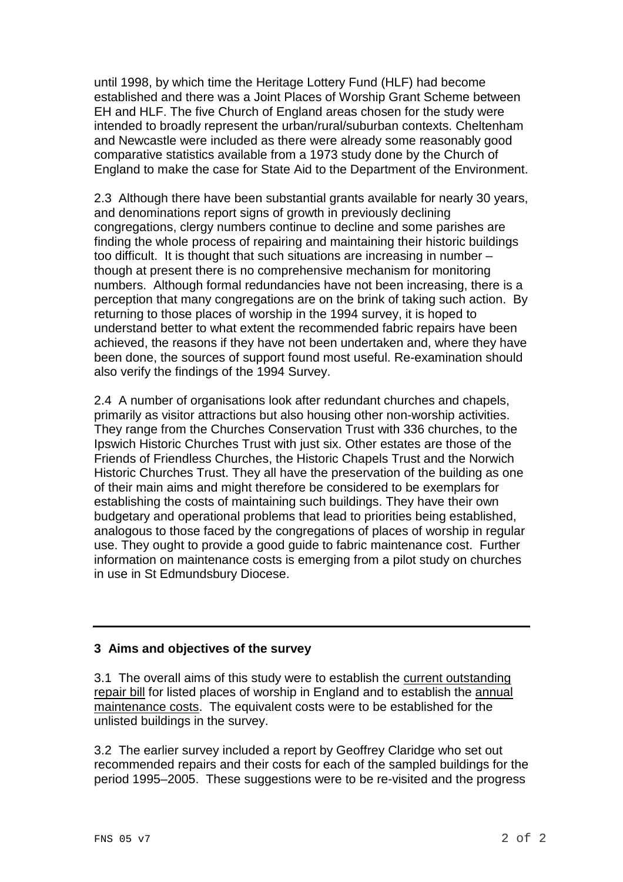until 1998, by which time the Heritage Lottery Fund (HLF) had become established and there was a Joint Places of Worship Grant Scheme between EH and HLF. The five Church of England areas chosen for the study were intended to broadly represent the urban/rural/suburban contexts. Cheltenham and Newcastle were included as there were already some reasonably good comparative statistics available from a 1973 study done by the Church of England to make the case for State Aid to the Department of the Environment.

2.3 Although there have been substantial grants available for nearly 30 years, and denominations report signs of growth in previously declining congregations, clergy numbers continue to decline and some parishes are finding the whole process of repairing and maintaining their historic buildings too difficult. It is thought that such situations are increasing in number – though at present there is no comprehensive mechanism for monitoring numbers. Although formal redundancies have not been increasing, there is a perception that many congregations are on the brink of taking such action. By returning to those places of worship in the 1994 survey, it is hoped to understand better to what extent the recommended fabric repairs have been achieved, the reasons if they have not been undertaken and, where they have been done, the sources of support found most useful. Re-examination should also verify the findings of the 1994 Survey.

2.4 A number of organisations look after redundant churches and chapels, primarily as visitor attractions but also housing other non-worship activities. They range from the Churches Conservation Trust with 336 churches, to the Ipswich Historic Churches Trust with just six. Other estates are those of the Friends of Friendless Churches, the Historic Chapels Trust and the Norwich Historic Churches Trust. They all have the preservation of the building as one of their main aims and might therefore be considered to be exemplars for establishing the costs of maintaining such buildings. They have their own budgetary and operational problems that lead to priorities being established, analogous to those faced by the congregations of places of worship in regular use. They ought to provide a good guide to fabric maintenance cost. Further information on maintenance costs is emerging from a pilot study on churches in use in St Edmundsbury Diocese.

---

## 3 Aims and objectives of the survey

3.1 The overall aims of this study were to establish the <u>current outstanding repair bill</u> for listed places of worship in England and to establish the <u>annual maintenance costs</u>. The equivalent costs were to be established for the unlisted buildings in the survey.

3.2 The earlier survey included a report by Geoffrey Claridge who set out recommended repairs and their costs for each of the sampled buildings for the period 1995–2005. These suggestions were to be re-visited and the progress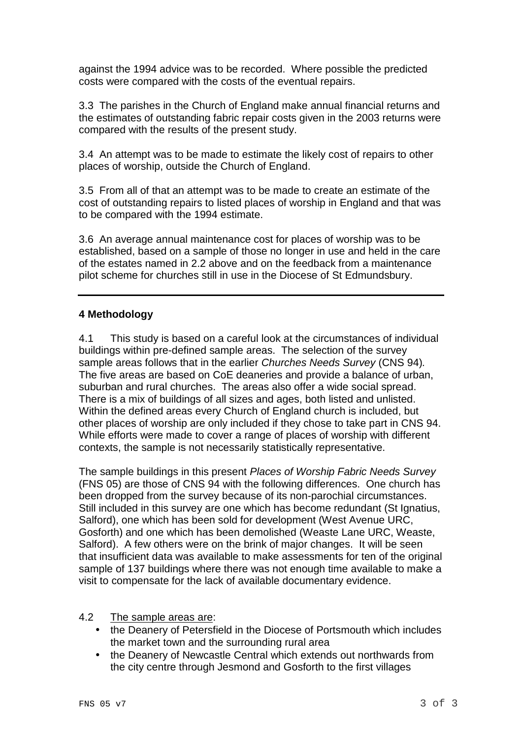against the 1994 advice was to be recorded. Where possible the predicted costs were compared with the costs of the eventual repairs.

3.3 The parishes in the Church of England make annual financial returns and the estimates of outstanding fabric repair costs given in the 2003 returns were compared with the results of the present study.

3.4 An attempt was to be made to estimate the likely cost of repairs to other places of worship, outside the Church of England.

3.5 From all of that an attempt was to be made to create an estimate of the cost of outstanding repairs to listed places of worship in England and that was to be compared with the 1994 estimate.

3.6 An average annual maintenance cost for places of worship was to be established, based on a sample of those no longer in use and held in the care of the estates named in 2.2 above and on the feedback from a maintenance pilot scheme for churches still in use in the Diocese of St Edmundsbury.

---

## 4 Methodology

4.1 This study is based on a careful look at the circumstances of individual buildings within pre-defined sample areas. The selection of the survey sample areas follows that in the earlier *Churches Needs Survey* (CNS 94). The five areas are based on CoE deaneries and provide a balance of urban, suburban and rural churches. The areas also offer a wide social spread. There is a mix of buildings of all sizes and ages, both listed and unlisted. Within the defined areas every Church of England church is included, but other places of worship are only included if they chose to take part in CNS 94. While efforts were made to cover a range of places of worship with different contexts, the sample is not necessarily statistically representative.

The sample buildings in this present *Places of Worship Fabric Needs Survey* (FNS 05) are those of CNS 94 with the following differences. One church has been dropped from the survey because of its non-parochial circumstances. Still included in this survey are one which has become redundant (St Ignatius, Salford), one which has been sold for development (West Avenue URC, Gosforth) and one which has been demolished (Weaste Lane URC, Weaste, Salford). A few others were on the brink of major changes. It will be seen that insufficient data was available to make assessments for ten of the original sample of 137 buildings where there was not enough time available to make a visit to compensate for the lack of available documentary evidence.

4.2 The sample areas are:

- the Deanery of Petersfield in the Diocese of Portsmouth which includes the market town and the surrounding rural area
- the Deanery of Newcastle Central which extends out northwards from the city centre through Jesmond and Gosforth to the first villages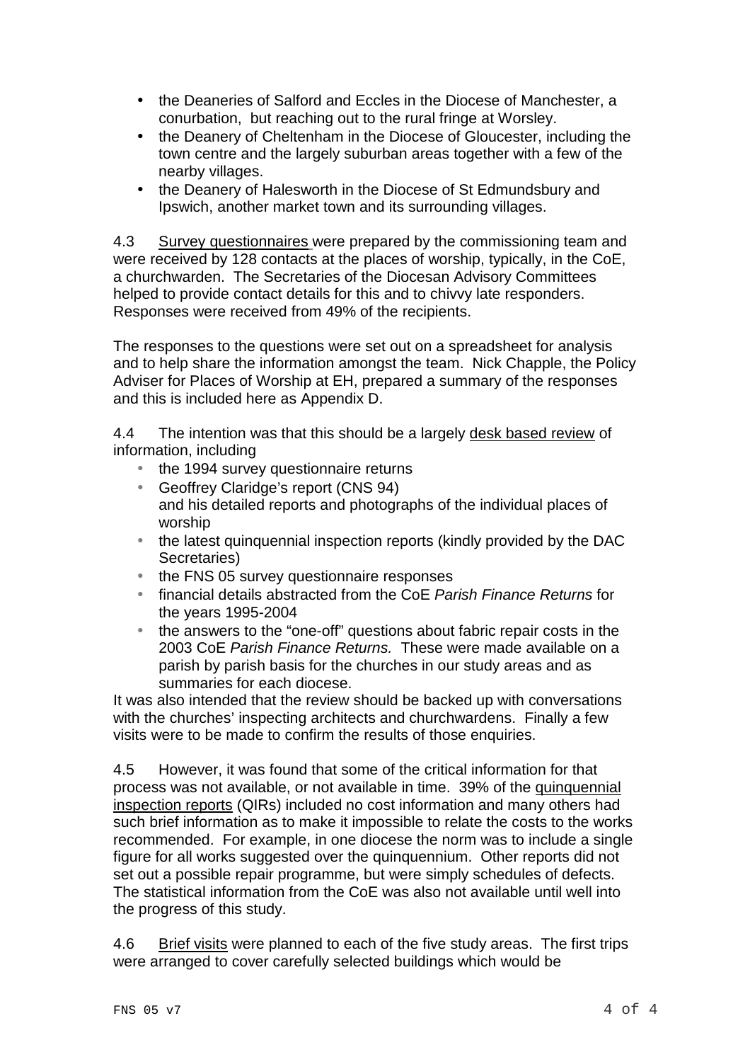- the Deaneries of Salford and Eccles in the Diocese of Manchester, a conurbation, but reaching out to the rural fringe at Worsley.
- the Deanery of Cheltenham in the Diocese of Gloucester, including the town centre and the largely suburban areas together with a few of the nearby villages.
- the Deanery of Halesworth in the Diocese of St Edmundsbury and Ipswich, another market town and its surrounding villages.

4.3 Survey questionnaires were prepared by the commissioning team and were received by 128 contacts at the places of worship, typically, in the CoE, a churchwarden. The Secretaries of the Diocesan Advisory Committees helped to provide contact details for this and to chivvy late responders. Responses were received from 49% of the recipients.

The responses to the questions were set out on a spreadsheet for analysis and to help share the information amongst the team. Nick Chapple, the Policy Adviser for Places of Worship at EH, prepared a summary of the responses and this is included here as Appendix D.

4.4 The intention was that this should be a largely desk based review of information, including

- the 1994 survey questionnaire returns
- Geoffrey Claridge's report (CNS 94) and his detailed reports and photographs of the individual places of worship
- the latest quinquennial inspection reports (kindly provided by the DAC Secretaries)
- the FNS 05 survey questionnaire responses
- financial details abstracted from the CoE *Parish Finance Returns* for the years 1995-2004
- the answers to the "one-off" questions about fabric repair costs in the 2003 CoE *Parish Finance Returns.* These were made available on a parish by parish basis for the churches in our study areas and as summaries for each diocese.

It was also intended that the review should be backed up with conversations with the churches' inspecting architects and churchwardens. Finally a few visits were to be made to confirm the results of those enquiries.

4.5 However, it was found that some of the critical information for that process was not available, or not available in time. 39% of the quinquennial inspection reports (QIRs) included no cost information and many others had such brief information as to make it impossible to relate the costs to the works recommended. For example, in one diocese the norm was to include a single figure for all works suggested over the quinquennium. Other reports did not set out a possible repair programme, but were simply schedules of defects. The statistical information from the CoE was also not available until well into the progress of this study.

4.6 Brief visits were planned to each of the five study areas. The first trips were arranged to cover carefully selected buildings which would be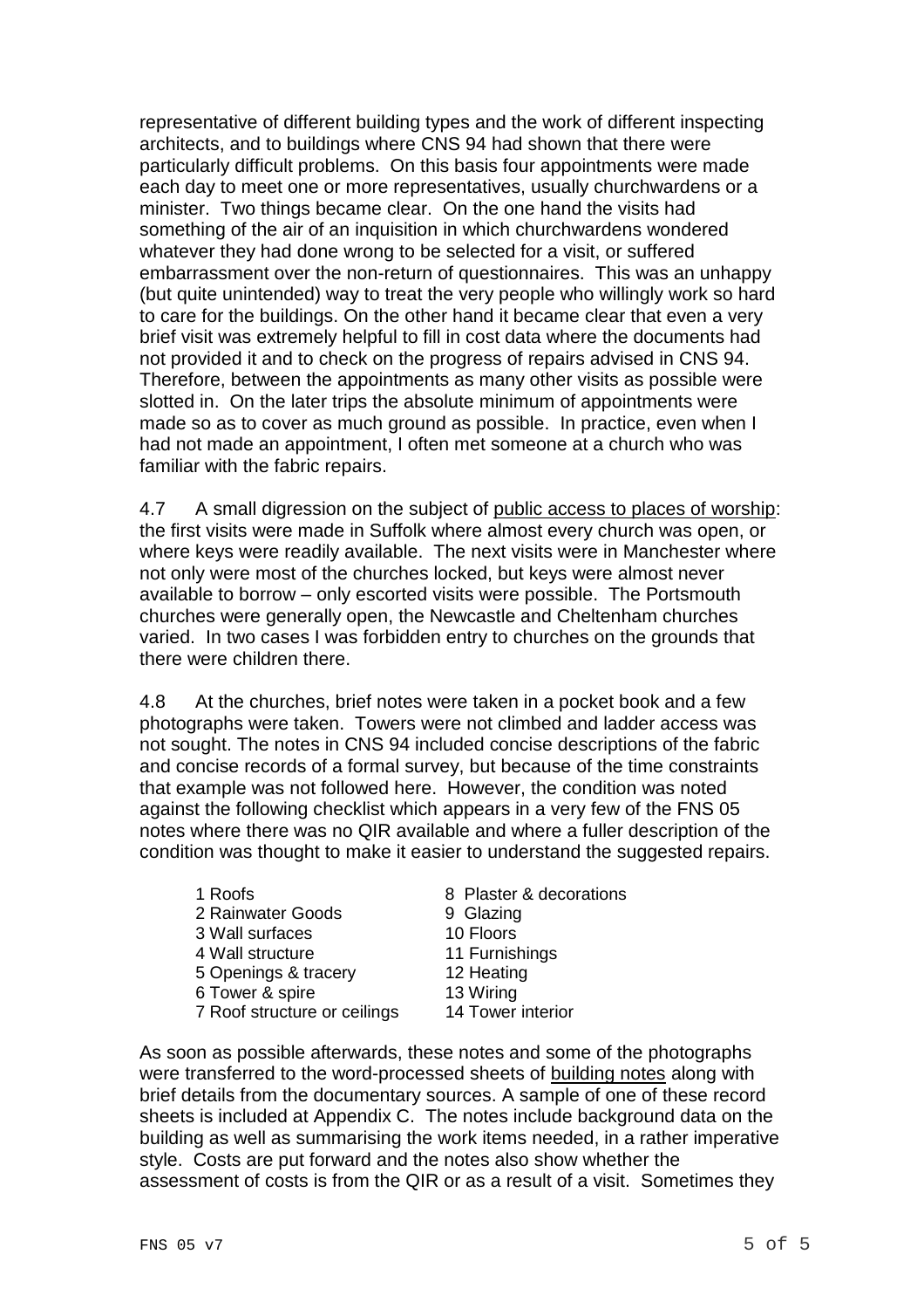representative of different building types and the work of different inspecting architects, and to buildings where CNS 94 had shown that there were particularly difficult problems. On this basis four appointments were made each day to meet one or more representatives, usually churchwardens or a minister. Two things became clear. On the one hand the visits had something of the air of an inquisition in which churchwardens wondered whatever they had done wrong to be selected for a visit, or suffered embarrassment over the non-return of questionnaires. This was an unhappy (but quite unintended) way to treat the very people who willingly work so hard to care for the buildings. On the other hand it became clear that even a very brief visit was extremely helpful to fill in cost data where the documents had not provided it and to check on the progress of repairs advised in CNS 94. Therefore, between the appointments as many other visits as possible were slotted in. On the later trips the absolute minimum of appointments were made so as to cover as much ground as possible. In practice, even when I had not made an appointment, I often met someone at a church who was familiar with the fabric repairs.

4.7 A small digression on the subject of public access to places of worship: the first visits were made in Suffolk where almost every church was open, or where keys were readily available. The next visits were in Manchester where not only were most of the churches locked, but keys were almost never available to borrow – only escorted visits were possible. The Portsmouth churches were generally open, the Newcastle and Cheltenham churches varied. In two cases I was forbidden entry to churches on the grounds that there were children there.

4.8 At the churches, brief notes were taken in a pocket book and a few photographs were taken. Towers were not climbed and ladder access was not sought. The notes in CNS 94 included concise descriptions of the fabric and concise records of a formal survey, but because of the time constraints that example was not followed here. However, the condition was noted against the following checklist which appears in a very few of the FNS 05 notes where there was no QIR available and where a fuller description of the condition was thought to make it easier to understand the suggested repairs.

1 Roofs
2 Rainwater Goods
3 Wall surfaces
4 Wall structure
5 Openings & tracery
6 Tower & spire
7 Roof structure or ceilings
8 Plaster & decorations
9 Glazing
10 Floors
11 Furnishings
12 Heating
13 Wiring
14 Tower interior

As soon as possible afterwards, these notes and some of the photographs were transferred to the word-processed sheets of building notes along with brief details from the documentary sources. A sample of one of these record sheets is included at Appendix C. The notes include background data on the building as well as summarising the work items needed, in a rather imperative style. Costs are put forward and the notes also show whether the assessment of costs is from the QIR or as a result of a visit. Sometimes they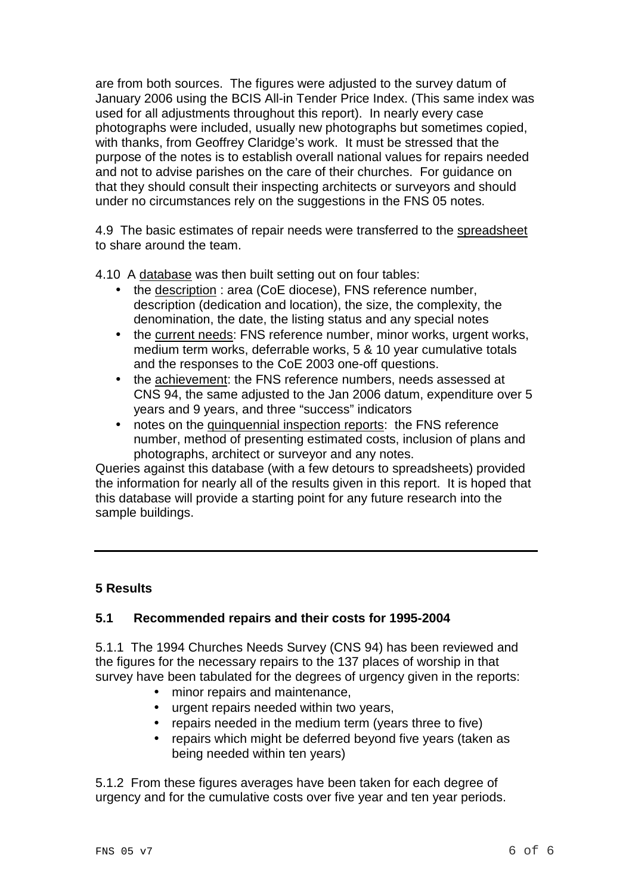are from both sources. The figures were adjusted to the survey datum of January 2006 using the BCIS All-in Tender Price Index. (This same index was used for all adjustments throughout this report). In nearly every case photographs were included, usually new photographs but sometimes copied, with thanks, from Geoffrey Claridge's work. It must be stressed that the purpose of the notes is to establish overall national values for repairs needed and not to advise parishes on the care of their churches. For guidance on that they should consult their inspecting architects or surveyors and should under no circumstances rely on the suggestions in the FNS 05 notes.

4.9 The basic estimates of repair needs were transferred to the spreadsheet to share around the team.

4.10 A database was then built setting out on four tables:

- the description : area (CoE diocese), FNS reference number, description (dedication and location), the size, the complexity, the denomination, the date, the listing status and any special notes
- the current needs: FNS reference number, minor works, urgent works, medium term works, deferrable works, 5 & 10 year cumulative totals and the responses to the CoE 2003 one-off questions.
- the achievement: the FNS reference numbers, needs assessed at CNS 94, the same adjusted to the Jan 2006 datum, expenditure over 5 years and 9 years, and three "success" indicators
- notes on the quinquennial inspection reports: the FNS reference number, method of presenting estimated costs, inclusion of plans and photographs, architect or surveyor and any notes.

Queries against this database (with a few detours to spreadsheets) provided the information for nearly all of the results given in this report. It is hoped that this database will provide a starting point for any future research into the sample buildings.

---

## 5 Results

### 5.1 Recommended repairs and their costs for 1995-2004

5.1.1 The 1994 Churches Needs Survey (CNS 94) has been reviewed and the figures for the necessary repairs to the 137 places of worship in that survey have been tabulated for the degrees of urgency given in the reports:

- minor repairs and maintenance,
- urgent repairs needed within two years,
- repairs needed in the medium term (years three to five)
- repairs which might be deferred beyond five years (taken as being needed within ten years)

5.1.2 From these figures averages have been taken for each degree of urgency and for the cumulative costs over five year and ten year periods.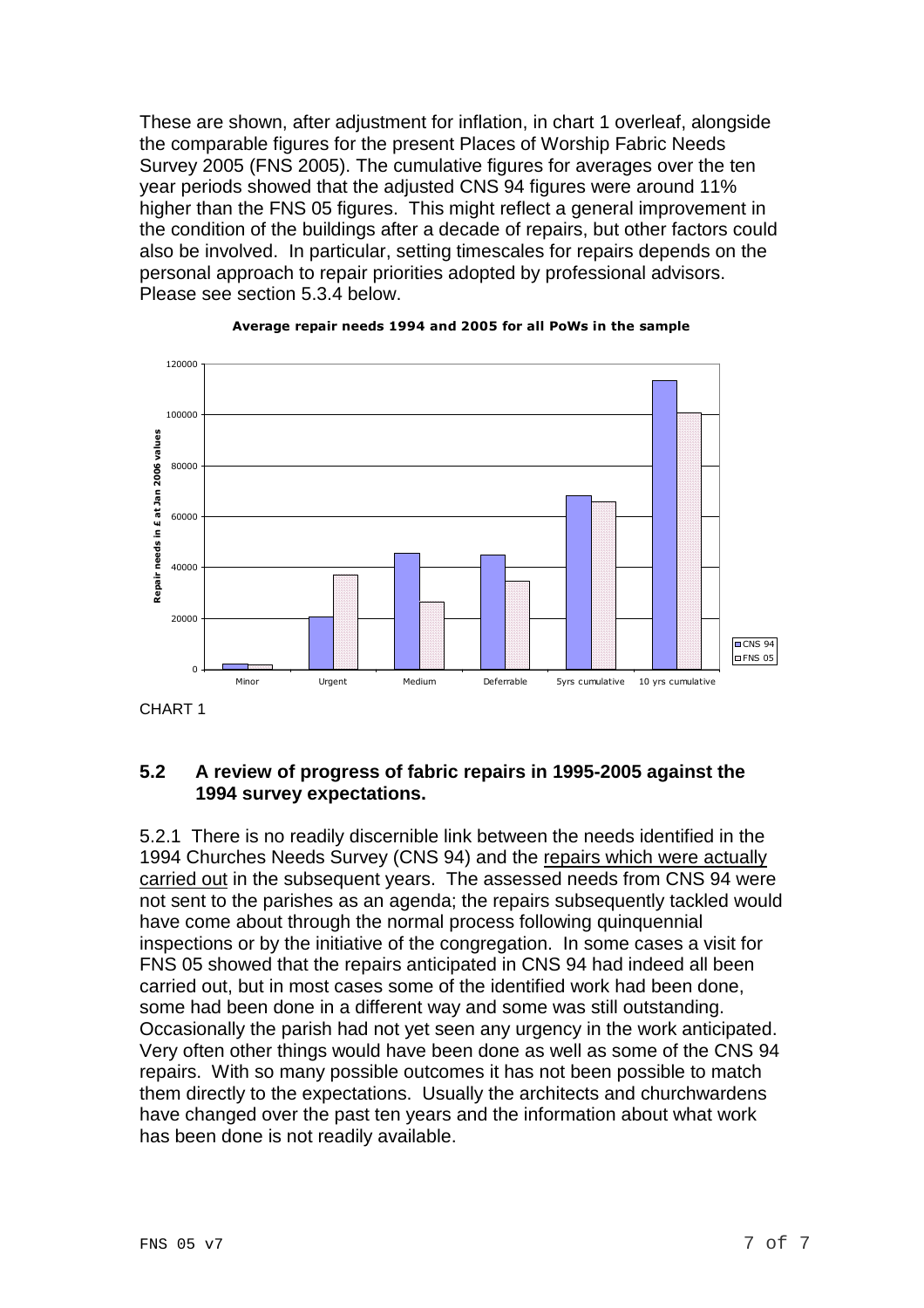These are shown, after adjustment for inflation, in chart 1 overleaf, alongside the comparable figures for the present Places of Worship Fabric Needs Survey 2005 (FNS 2005). The cumulative figures for averages over the ten year periods showed that the adjusted CNS 94 figures were around 11% higher than the FNS 05 figures. This might reflect a general improvement in the condition of the buildings after a decade of repairs, but other factors could also be involved. In particular, setting timescales for repairs depends on the personal approach to repair priorities adopted by professional advisors. Please see section 5.3.4 below.

**Average repair needs 1994 and 2005 for all PoWs in the sample**

CHART 1

## 5.2 A review of progress of fabric repairs in 1995-2005 against the 1994 survey expectations.

5.2.1 There is no readily discernible link between the needs identified in the 1994 Churches Needs Survey (CNS 94) and the repairs which were actually carried out in the subsequent years. The assessed needs from CNS 94 were not sent to the parishes as an agenda; the repairs subsequently tackled would have come about through the normal process following quinquennial inspections or by the initiative of the congregation. In some cases a visit for FNS 05 showed that the repairs anticipated in CNS 94 had indeed all been carried out, but in most cases some of the identified work had been done, some had been done in a different way and some was still outstanding. Occasionally the parish had not yet seen any urgency in the work anticipated. Very often other things would have been done as well as some of the CNS 94 repairs. With so many possible outcomes it has not been possible to match them directly to the expectations. Usually the architects and churchwardens have changed over the past ten years and the information about what work has been done is not readily available.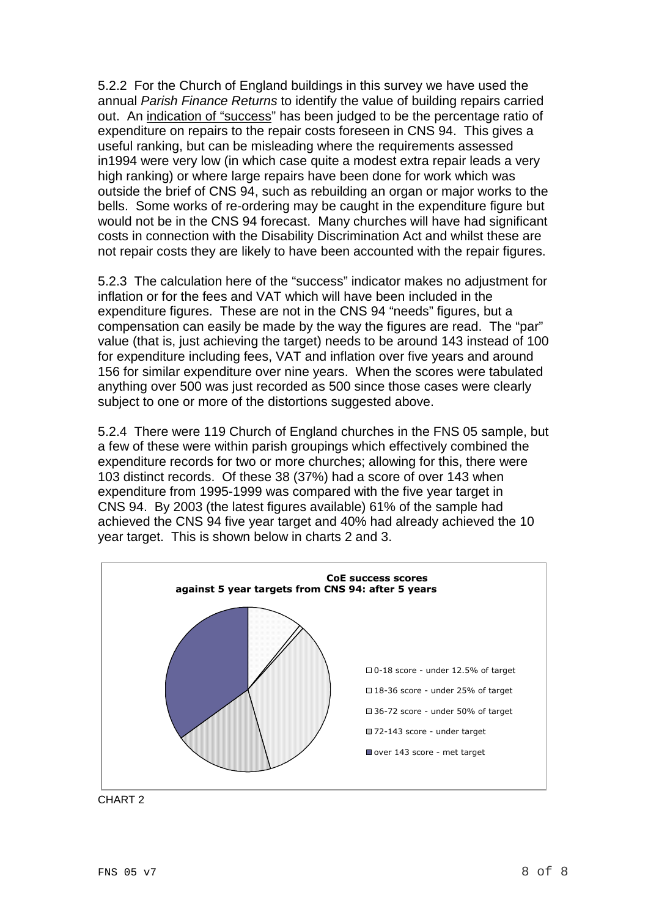5.2.2 For the Church of England buildings in this survey we have used the annual *Parish Finance Returns* to identify the value of building repairs carried out. An indication of "success" has been judged to be the percentage ratio of expenditure on repairs to the repair costs foreseen in CNS 94. This gives a useful ranking, but can be misleading where the requirements assessed in1994 were very low (in which case quite a modest extra repair leads a very high ranking) or where large repairs have been done for work which was outside the brief of CNS 94, such as rebuilding an organ or major works to the bells. Some works of re-ordering may be caught in the expenditure figure but would not be in the CNS 94 forecast. Many churches will have had significant costs in connection with the Disability Discrimination Act and whilst these are not repair costs they are likely to have been accounted with the repair figures.

5.2.3 The calculation here of the "success" indicator makes no adjustment for inflation or for the fees and VAT which will have been included in the expenditure figures. These are not in the CNS 94 "needs" figures, but a compensation can easily be made by the way the figures are read. The "par" value (that is, just achieving the target) needs to be around 143 instead of 100 for expenditure including fees, VAT and inflation over five years and around 156 for similar expenditure over nine years. When the scores were tabulated anything over 500 was just recorded as 500 since those cases were clearly subject to one or more of the distortions suggested above.

5.2.4 There were 119 Church of England churches in the FNS 05 sample, but a few of these were within parish groupings which effectively combined the expenditure records for two or more churches; allowing for this, there were 103 distinct records. Of these 38 (37%) had a score of over 143 when expenditure from 1995-1999 was compared with the five year target in CNS 94. By 2003 (the latest figures available) 61% of the sample had achieved the CNS 94 five year target and 40% had already achieved the 10 year target. This is shown below in charts 2 and 3.

**CoE success scores against 5 year targets from CNS 94: after 5 years**

- 0-18 score - under 12.5% of target
- 18-36 score - under 25% of target
- 36-72 score - under 50% of target
- 72-143 score - under target
- over 143 score - met target

CHART 2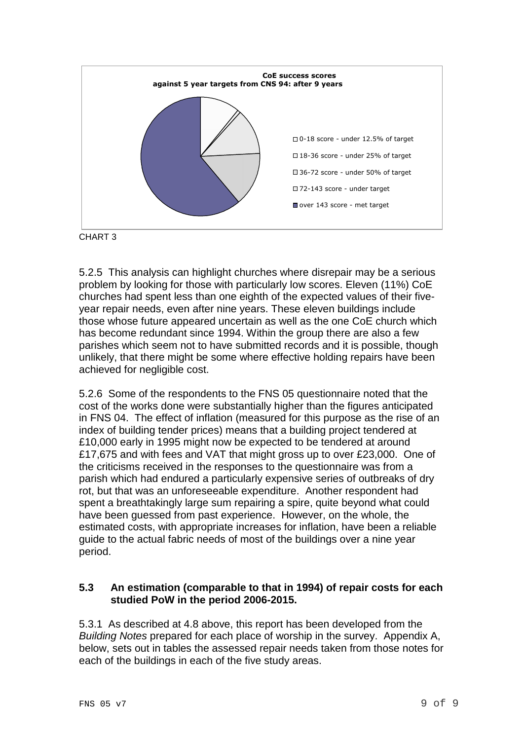**CoE success scores against 5 year targets from CNS 94: after 9 years**

- 0-18 score - under 12.5% of target
- 18-36 score - under 25% of target
- 36-72 score - under 50% of target
- 72-143 score - under target
- over 143 score - met target

CHART 3

5.2.5 This analysis can highlight churches where disrepair may be a serious problem by looking for those with particularly low scores. Eleven (11%) CoE churches had spent less than one eighth of the expected values of their five-year repair needs, even after nine years. These eleven buildings include those whose future appeared uncertain as well as the one CoE church which has become redundant since 1994. Within the group there are also a few parishes which seem not to have submitted records and it is possible, though unlikely, that there might be some where effective holding repairs have been achieved for negligible cost.

5.2.6 Some of the respondents to the FNS 05 questionnaire noted that the cost of the works done were substantially higher than the figures anticipated in FNS 04. The effect of inflation (measured for this purpose as the rise of an index of building tender prices) means that a building project tendered at £10,000 early in 1995 might now be expected to be tendered at around £17,675 and with fees and VAT that might gross up to over £23,000. One of the criticisms received in the responses to the questionnaire was from a parish which had endured a particularly expensive series of outbreaks of dry rot, but that was an unforeseeable expenditure. Another respondent had spent a breathtakingly large sum repairing a spire, quite beyond what could have been guessed from past experience. However, on the whole, the estimated costs, with appropriate increases for inflation, have been a reliable guide to the actual fabric needs of most of the buildings over a nine year period.

### 5.3 An estimation (comparable to that in 1994) of repair costs for each studied PoW in the period 2006-2015.

5.3.1 As described at 4.8 above, this report has been developed from the *Building Notes* prepared for each place of worship in the survey. Appendix A, below, sets out in tables the assessed repair needs taken from those notes for each of the buildings in each of the five study areas.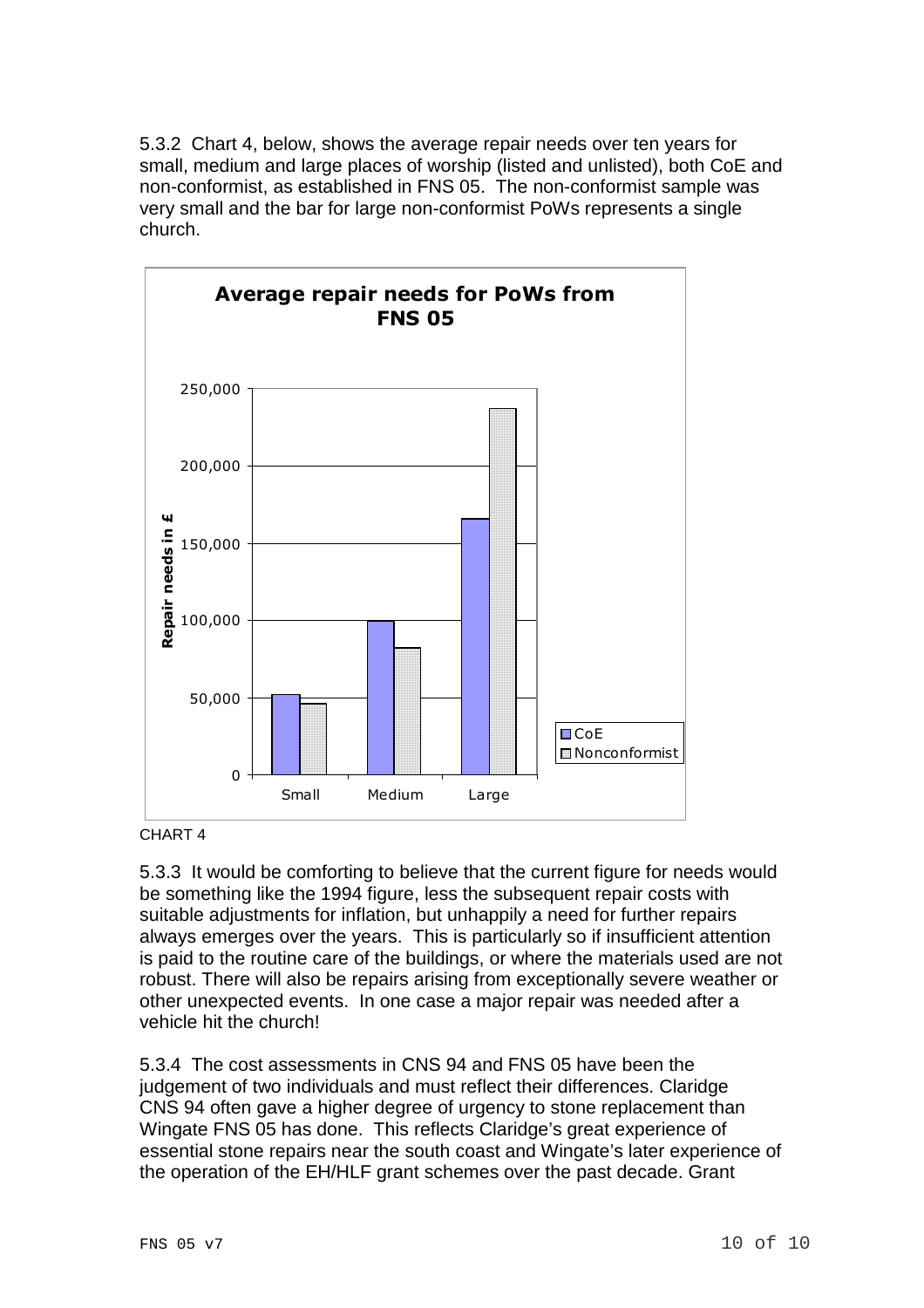5.3.2 Chart 4, below, shows the average repair needs over ten years for small, medium and large places of worship (listed and unlisted), both CoE and non-conformist, as established in FNS 05. The non-conformist sample was very small and the bar for large non-conformist PoWs represents a single church.

CHART 4

5.3.3 It would be comforting to believe that the current figure for needs would be something like the 1994 figure, less the subsequent repair costs with suitable adjustments for inflation, but unhappily a need for further repairs always emerges over the years. This is particularly so if insufficient attention is paid to the routine care of the buildings, or where the materials used are not robust. There will also be repairs arising from exceptionally severe weather or other unexpected events. In one case a major repair was needed after a vehicle hit the church!

5.3.4 The cost assessments in CNS 94 and FNS 05 have been the judgement of two individuals and must reflect their differences. Claridge CNS 94 often gave a higher degree of urgency to stone replacement than Wingate FNS 05 has done. This reflects Claridge's great experience of essential stone repairs near the south coast and Wingate's later experience of the operation of the EH/HLF grant schemes over the past decade. Grant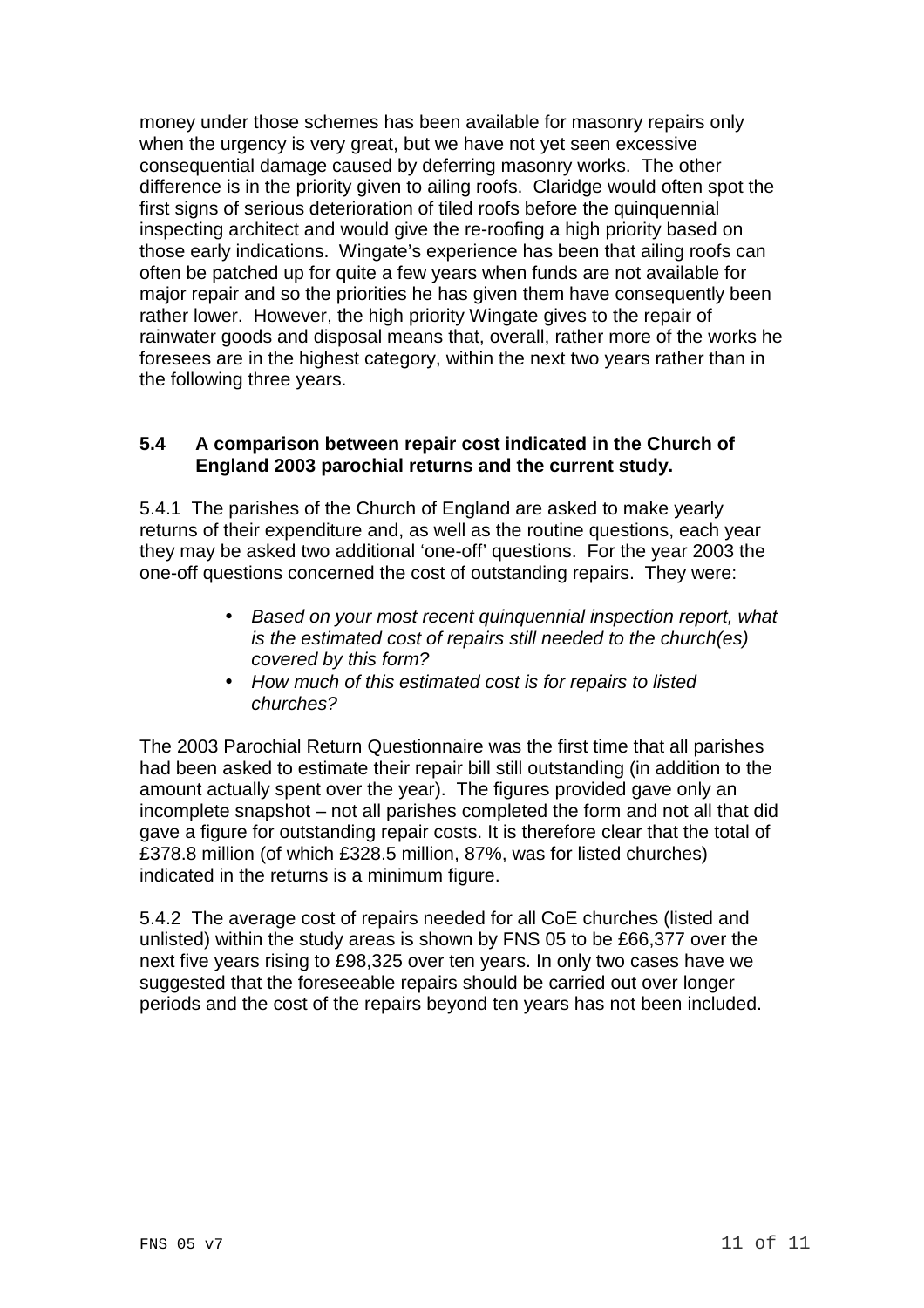money under those schemes has been available for masonry repairs only when the urgency is very great, but we have not yet seen excessive consequential damage caused by deferring masonry works. The other difference is in the priority given to ailing roofs. Claridge would often spot the first signs of serious deterioration of tiled roofs before the quinquennial inspecting architect and would give the re-roofing a high priority based on those early indications. Wingate's experience has been that ailing roofs can often be patched up for quite a few years when funds are not available for major repair and so the priorities he has given them have consequently been rather lower. However, the high priority Wingate gives to the repair of rainwater goods and disposal means that, overall, rather more of the works he foresees are in the highest category, within the next two years rather than in the following three years.

### 5.4 A comparison between repair cost indicated in the Church of England 2003 parochial returns and the current study.

5.4.1 The parishes of the Church of England are asked to make yearly returns of their expenditure and, as well as the routine questions, each year they may be asked two additional 'one-off' questions. For the year 2003 the one-off questions concerned the cost of outstanding repairs. They were:

- *Based on your most recent quinquennial inspection report, what is the estimated cost of repairs still needed to the church(es) covered by this form?*
- *How much of this estimated cost is for repairs to listed churches?*

The 2003 Parochial Return Questionnaire was the first time that all parishes had been asked to estimate their repair bill still outstanding (in addition to the amount actually spent over the year). The figures provided gave only an incomplete snapshot – not all parishes completed the form and not all that did gave a figure for outstanding repair costs. It is therefore clear that the total of £378.8 million (of which £328.5 million, 87%, was for listed churches) indicated in the returns is a minimum figure.

5.4.2 The average cost of repairs needed for all CoE churches (listed and unlisted) within the study areas is shown by FNS 05 to be £66,377 over the next five years rising to £98,325 over ten years. In only two cases have we suggested that the foreseeable repairs should be carried out over longer periods and the cost of the repairs beyond ten years has not been included.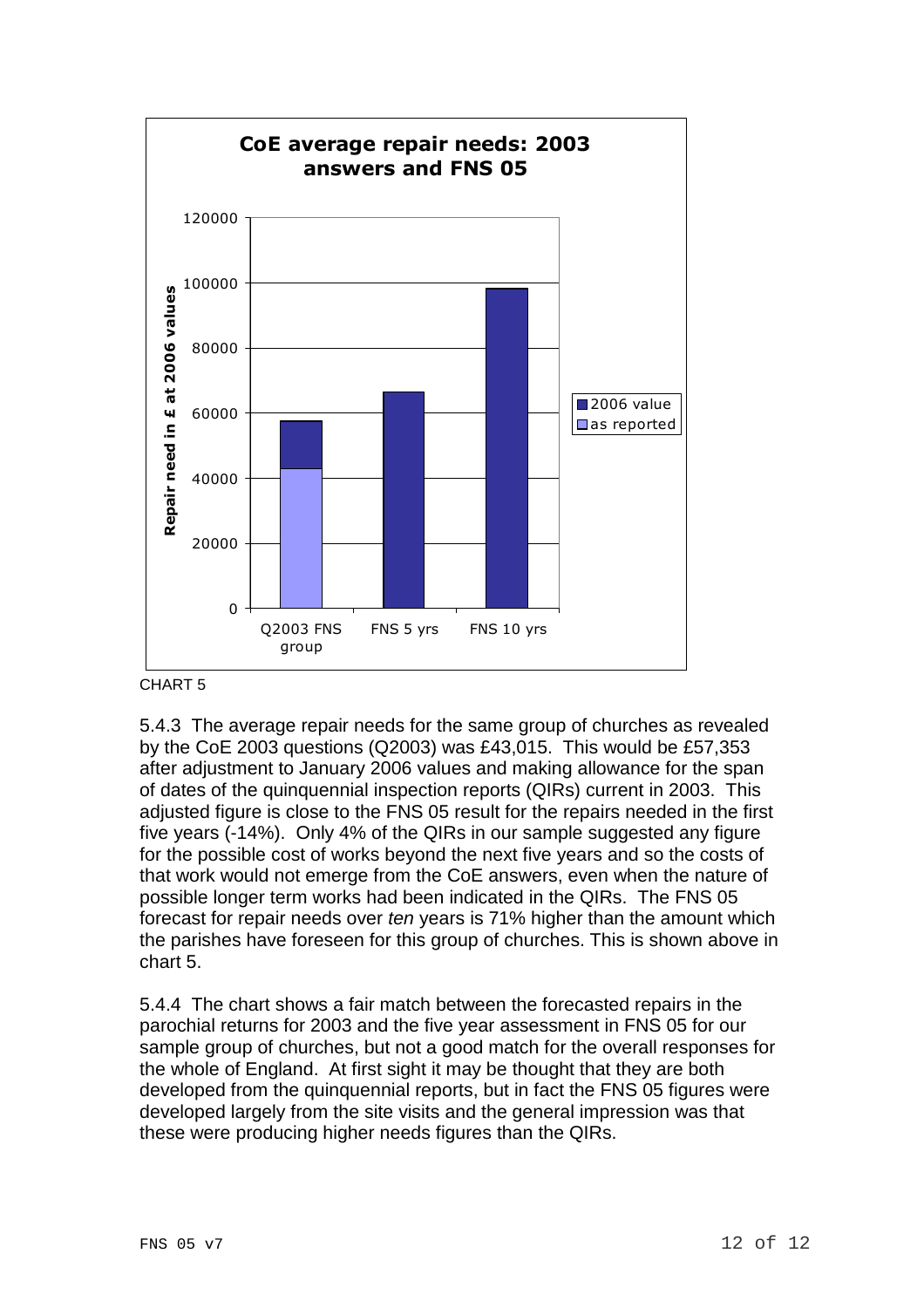**CoE average repair needs: 2003 answers and FNS 05**

CHART 5

5.4.3 The average repair needs for the same group of churches as revealed by the CoE 2003 questions (Q2003) was £43,015. This would be £57,353 after adjustment to January 2006 values and making allowance for the span of dates of the quinquennial inspection reports (QIRs) current in 2003. This adjusted figure is close to the FNS 05 result for the repairs needed in the first five years (-14%). Only 4% of the QIRs in our sample suggested any figure for the possible cost of works beyond the next five years and so the costs of that work would not emerge from the CoE answers, even when the nature of possible longer term works had been indicated in the QIRs. The FNS 05 forecast for repair needs over *ten* years is 71% higher than the amount which the parishes have foreseen for this group of churches. This is shown above in chart 5.

5.4.4 The chart shows a fair match between the forecasted repairs in the parochial returns for 2003 and the five year assessment in FNS 05 for our sample group of churches, but not a good match for the overall responses for the whole of England. At first sight it may be thought that they are both developed from the quinquennial reports, but in fact the FNS 05 figures were developed largely from the site visits and the general impression was that these were producing higher needs figures than the QIRs.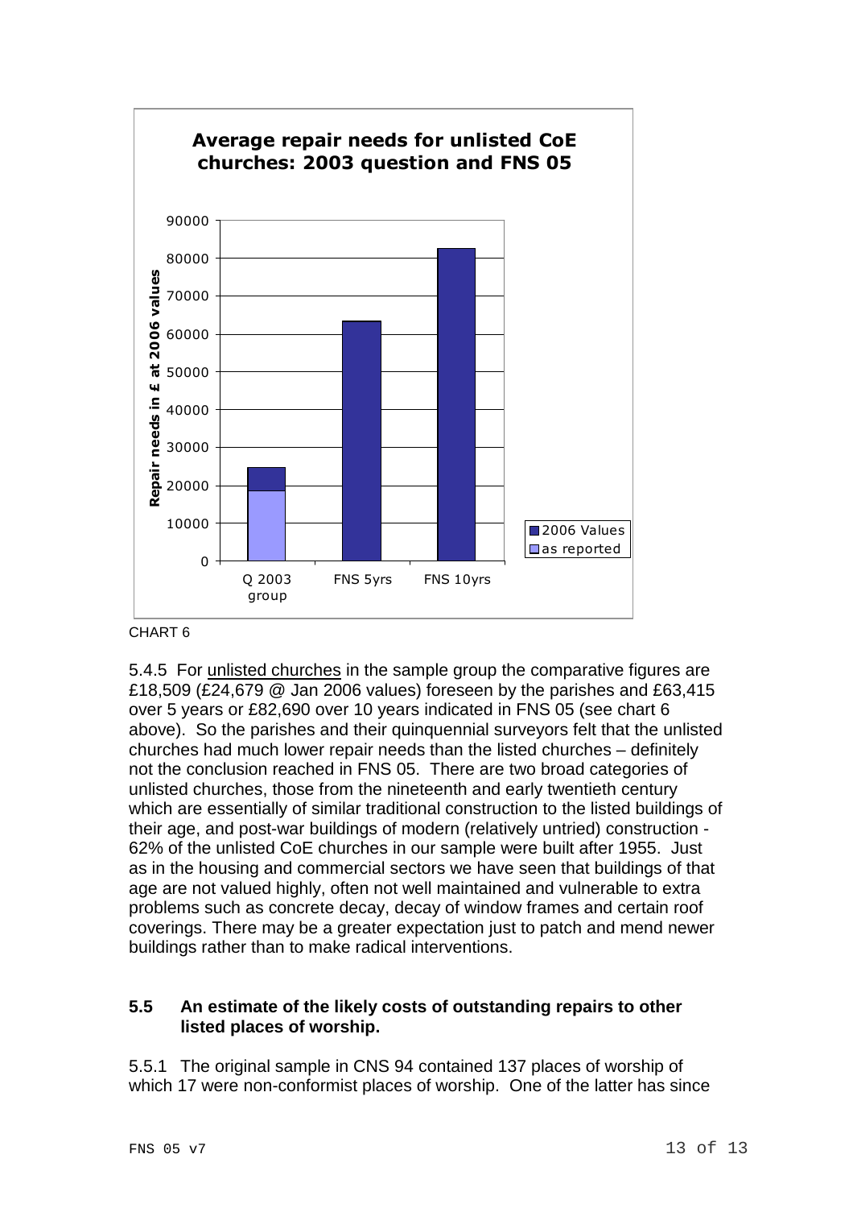CHART 6

5.4.5 For unlisted churches in the sample group the comparative figures are £18,509 (£24,679 @ Jan 2006 values) foreseen by the parishes and £63,415 over 5 years or £82,690 over 10 years indicated in FNS 05 (see chart 6 above). So the parishes and their quinquennial surveyors felt that the unlisted churches had much lower repair needs than the listed churches – definitely not the conclusion reached in FNS 05. There are two broad categories of unlisted churches, those from the nineteenth and early twentieth century which are essentially of similar traditional construction to the listed buildings of their age, and post-war buildings of modern (relatively untried) construction - 62% of the unlisted CoE churches in our sample were built after 1955. Just as in the housing and commercial sectors we have seen that buildings of that age are not valued highly, often not well maintained and vulnerable to extra problems such as concrete decay, decay of window frames and certain roof coverings. There may be a greater expectation just to patch and mend newer buildings rather than to make radical interventions.

## 5.5 An estimate of the likely costs of outstanding repairs to other listed places of worship.

5.5.1 The original sample in CNS 94 contained 137 places of worship of which 17 were non-conformist places of worship. One of the latter has since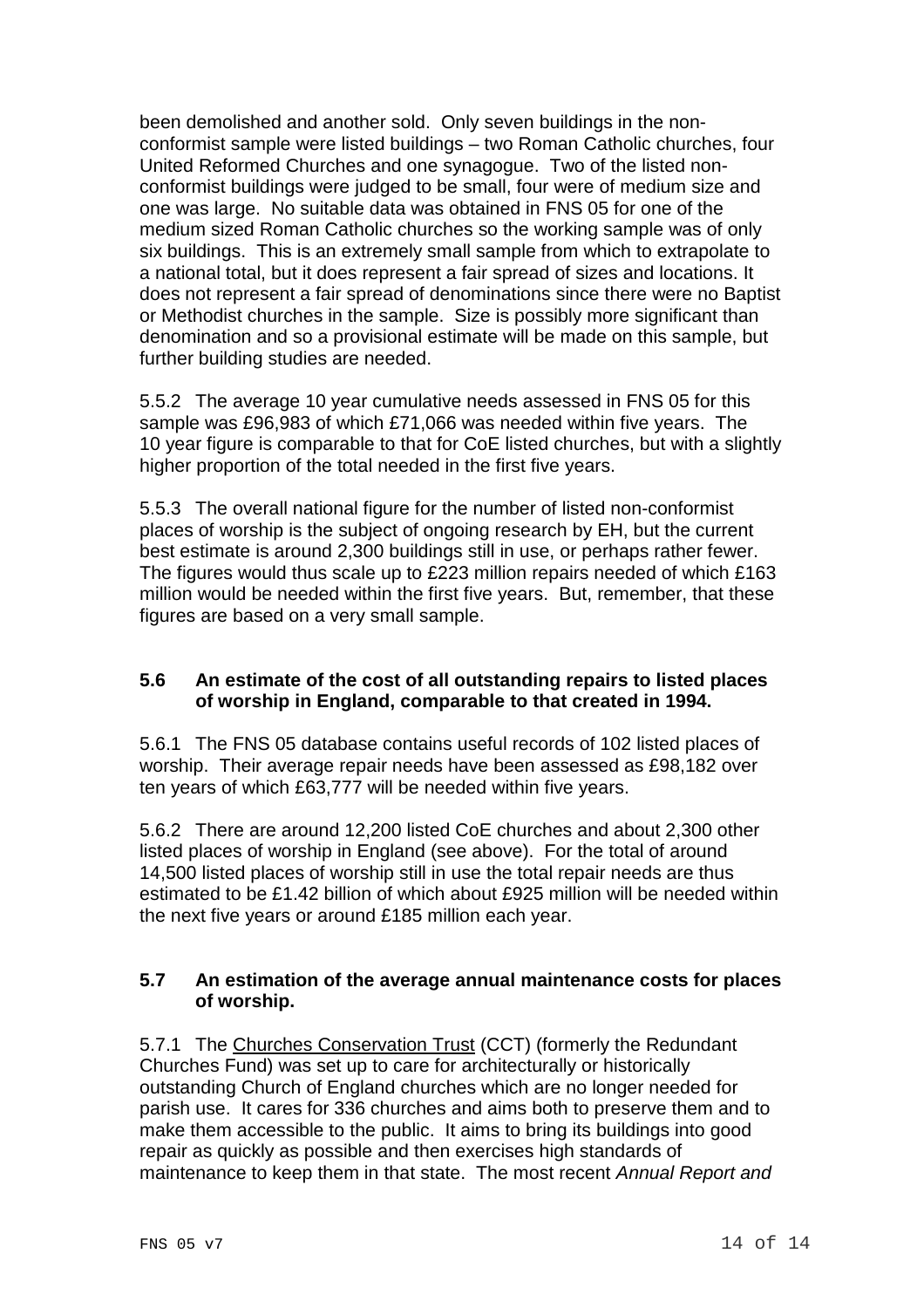been demolished and another sold. Only seven buildings in the non-conformist sample were listed buildings – two Roman Catholic churches, four United Reformed Churches and one synagogue. Two of the listed non-conformist buildings were judged to be small, four were of medium size and one was large. No suitable data was obtained in FNS 05 for one of the medium sized Roman Catholic churches so the working sample was of only six buildings. This is an extremely small sample from which to extrapolate to a national total, but it does represent a fair spread of sizes and locations. It does not represent a fair spread of denominations since there were no Baptist or Methodist churches in the sample. Size is possibly more significant than denomination and so a provisional estimate will be made on this sample, but further building studies are needed.

5.5.2 The average 10 year cumulative needs assessed in FNS 05 for this sample was £96,983 of which £71,066 was needed within five years. The 10 year figure is comparable to that for CoE listed churches, but with a slightly higher proportion of the total needed in the first five years.

5.5.3 The overall national figure for the number of listed non-conformist places of worship is the subject of ongoing research by EH, but the current best estimate is around 2,300 buildings still in use, or perhaps rather fewer. The figures would thus scale up to £223 million repairs needed of which £163 million would be needed within the first five years. But, remember, that these figures are based on a very small sample.

## 5.6 An estimate of the cost of all outstanding repairs to listed places of worship in England, comparable to that created in 1994.

5.6.1 The FNS 05 database contains useful records of 102 listed places of worship. Their average repair needs have been assessed as £98,182 over ten years of which £63,777 will be needed within five years.

5.6.2 There are around 12,200 listed CoE churches and about 2,300 other listed places of worship in England (see above). For the total of around 14,500 listed places of worship still in use the total repair needs are thus estimated to be £1.42 billion of which about £925 million will be needed within the next five years or around £185 million each year.

## 5.7 An estimation of the average annual maintenance costs for places of worship.

5.7.1 The Churches Conservation Trust (CCT) (formerly the Redundant Churches Fund) was set up to care for architecturally or historically outstanding Church of England churches which are no longer needed for parish use. It cares for 336 churches and aims both to preserve them and to make them accessible to the public. It aims to bring its buildings into good repair as quickly as possible and then exercises high standards of maintenance to keep them in that state. The most recent *Annual Report and*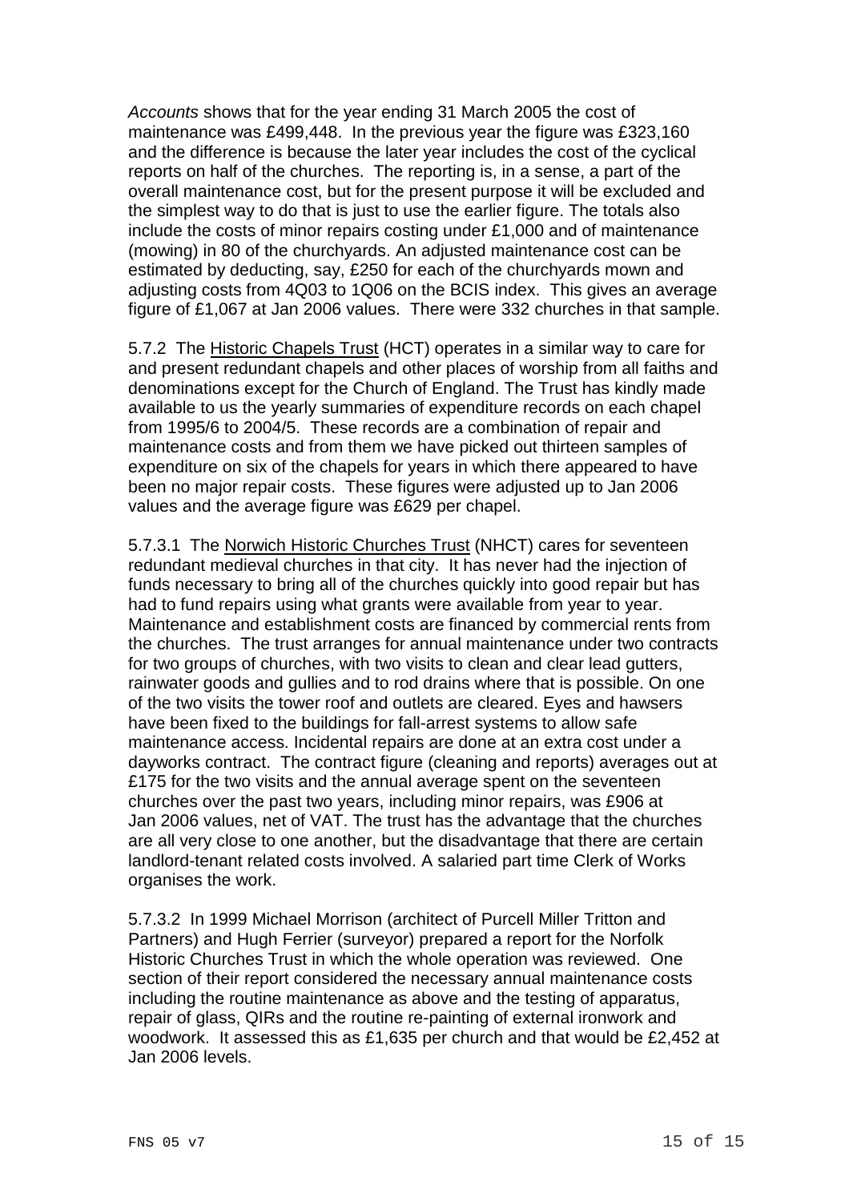*Accounts* shows that for the year ending 31 March 2005 the cost of maintenance was £499,448. In the previous year the figure was £323,160 and the difference is because the later year includes the cost of the cyclical reports on half of the churches. The reporting is, in a sense, a part of the overall maintenance cost, but for the present purpose it will be excluded and the simplest way to do that is just to use the earlier figure. The totals also include the costs of minor repairs costing under £1,000 and of maintenance (mowing) in 80 of the churchyards. An adjusted maintenance cost can be estimated by deducting, say, £250 for each of the churchyards mown and adjusting costs from 4Q03 to 1Q06 on the BCIS index. This gives an average figure of £1,067 at Jan 2006 values. There were 332 churches in that sample.

5.7.2 The Historic Chapels Trust (HCT) operates in a similar way to care for and present redundant chapels and other places of worship from all faiths and denominations except for the Church of England. The Trust has kindly made available to us the yearly summaries of expenditure records on each chapel from 1995/6 to 2004/5. These records are a combination of repair and maintenance costs and from them we have picked out thirteen samples of expenditure on six of the chapels for years in which there appeared to have been no major repair costs. These figures were adjusted up to Jan 2006 values and the average figure was £629 per chapel.

5.7.3.1 The Norwich Historic Churches Trust (NHCT) cares for seventeen redundant medieval churches in that city. It has never had the injection of funds necessary to bring all of the churches quickly into good repair but has had to fund repairs using what grants were available from year to year. Maintenance and establishment costs are financed by commercial rents from the churches. The trust arranges for annual maintenance under two contracts for two groups of churches, with two visits to clean and clear lead gutters, rainwater goods and gullies and to rod drains where that is possible. On one of the two visits the tower roof and outlets are cleared. Eyes and hawsers have been fixed to the buildings for fall-arrest systems to allow safe maintenance access. Incidental repairs are done at an extra cost under a dayworks contract. The contract figure (cleaning and reports) averages out at £175 for the two visits and the annual average spent on the seventeen churches over the past two years, including minor repairs, was £906 at Jan 2006 values, net of VAT. The trust has the advantage that the churches are all very close to one another, but the disadvantage that there are certain landlord-tenant related costs involved. A salaried part time Clerk of Works organises the work.

5.7.3.2 In 1999 Michael Morrison (architect of Purcell Miller Tritton and Partners) and Hugh Ferrier (surveyor) prepared a report for the Norfolk Historic Churches Trust in which the whole operation was reviewed. One section of their report considered the necessary annual maintenance costs including the routine maintenance as above and the testing of apparatus, repair of glass, QIRs and the routine re-painting of external ironwork and woodwork. It assessed this as £1,635 per church and that would be £2,452 at Jan 2006 levels.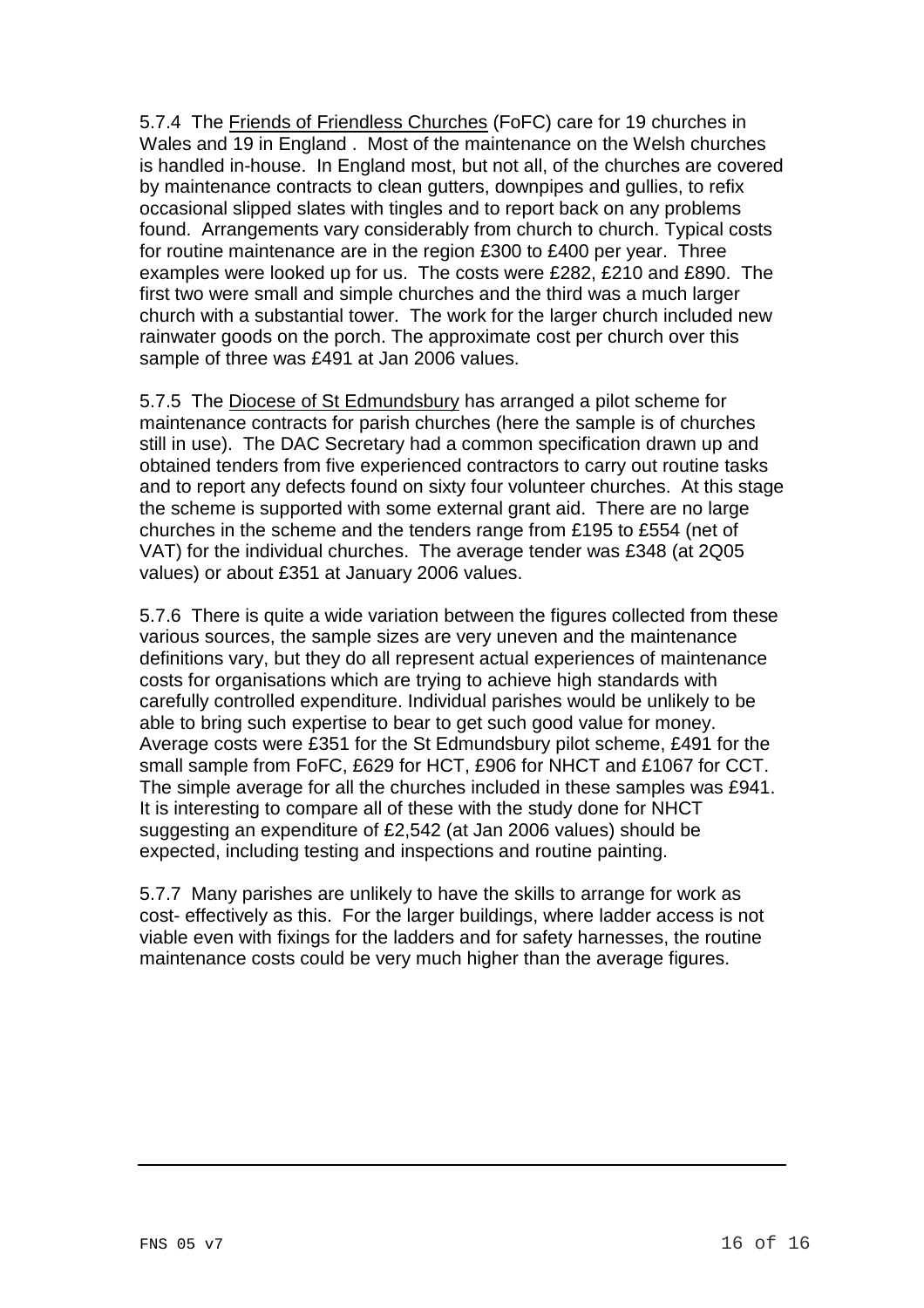5.7.4 The Friends of Friendless Churches (FoFC) care for 19 churches in Wales and 19 in England . Most of the maintenance on the Welsh churches is handled in-house. In England most, but not all, of the churches are covered by maintenance contracts to clean gutters, downpipes and gullies, to refix occasional slipped slates with tingles and to report back on any problems found. Arrangements vary considerably from church to church. Typical costs for routine maintenance are in the region £300 to £400 per year. Three examples were looked up for us. The costs were £282, £210 and £890. The first two were small and simple churches and the third was a much larger church with a substantial tower. The work for the larger church included new rainwater goods on the porch. The approximate cost per church over this sample of three was £491 at Jan 2006 values.

5.7.5 The Diocese of St Edmundsbury has arranged a pilot scheme for maintenance contracts for parish churches (here the sample is of churches still in use). The DAC Secretary had a common specification drawn up and obtained tenders from five experienced contractors to carry out routine tasks and to report any defects found on sixty four volunteer churches. At this stage the scheme is supported with some external grant aid. There are no large churches in the scheme and the tenders range from £195 to £554 (net of VAT) for the individual churches. The average tender was £348 (at 2Q05 values) or about £351 at January 2006 values.

5.7.6 There is quite a wide variation between the figures collected from these various sources, the sample sizes are very uneven and the maintenance definitions vary, but they do all represent actual experiences of maintenance costs for organisations which are trying to achieve high standards with carefully controlled expenditure. Individual parishes would be unlikely to be able to bring such expertise to bear to get such good value for money. Average costs were £351 for the St Edmundsbury pilot scheme, £491 for the small sample from FoFC, £629 for HCT, £906 for NHCT and £1067 for CCT. The simple average for all the churches included in these samples was £941. It is interesting to compare all of these with the study done for NHCT suggesting an expenditure of £2,542 (at Jan 2006 values) should be expected, including testing and inspections and routine painting.

5.7.7 Many parishes are unlikely to have the skills to arrange for work as cost- effectively as this. For the larger buildings, where ladder access is not viable even with fixings for the ladders and for safety harnesses, the routine maintenance costs could be very much higher than the average figures.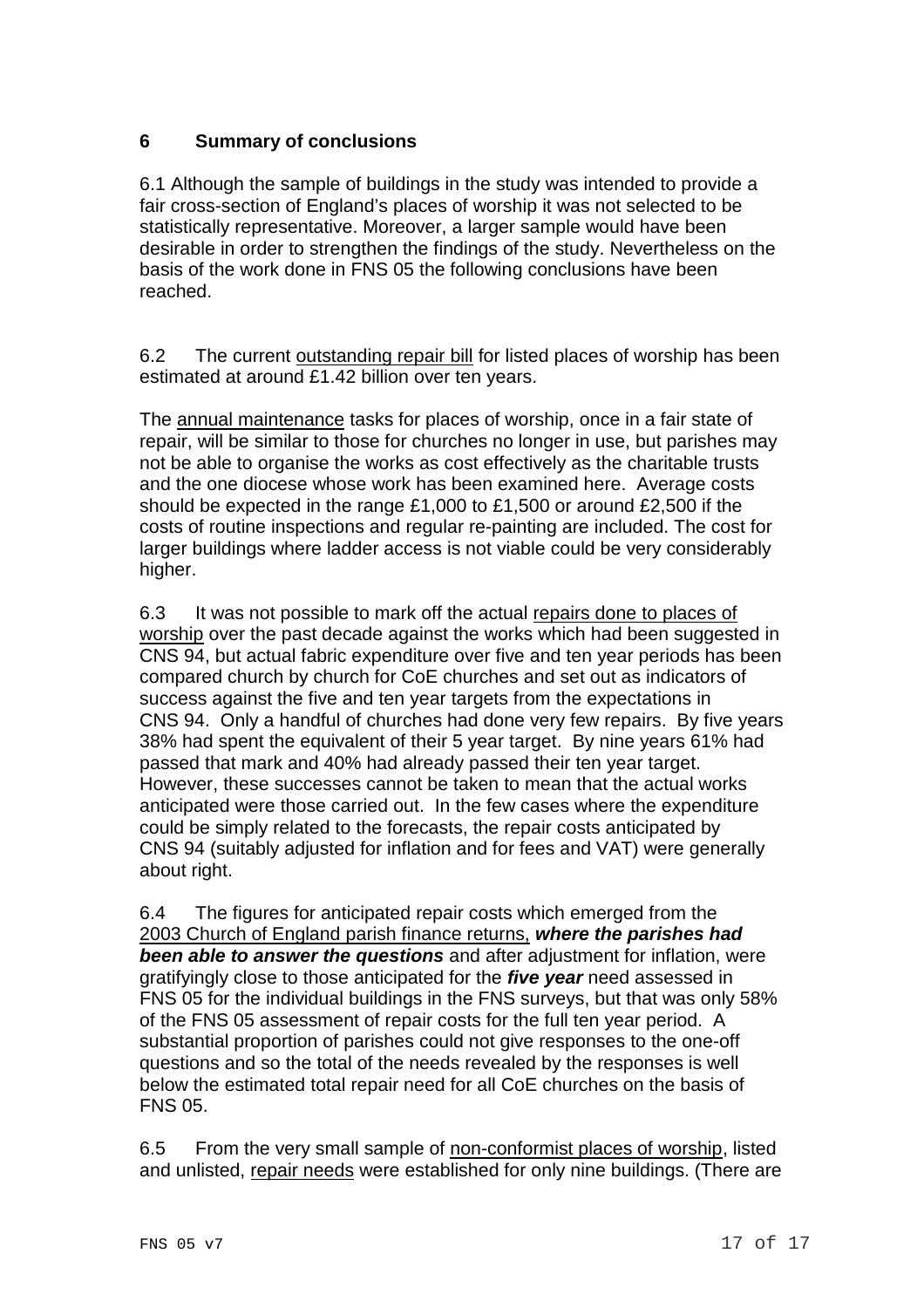## 6 Summary of conclusions

6.1 Although the sample of buildings in the study was intended to provide a fair cross-section of England's places of worship it was not selected to be statistically representative. Moreover, a larger sample would have been desirable in order to strengthen the findings of the study. Nevertheless on the basis of the work done in FNS 05 the following conclusions have been reached.

6.2 The current outstanding repair bill for listed places of worship has been estimated at around £1.42 billion over ten years.

The annual maintenance tasks for places of worship, once in a fair state of repair, will be similar to those for churches no longer in use, but parishes may not be able to organise the works as cost effectively as the charitable trusts and the one diocese whose work has been examined here. Average costs should be expected in the range £1,000 to £1,500 or around £2,500 if the costs of routine inspections and regular re-painting are included. The cost for larger buildings where ladder access is not viable could be very considerably higher.

6.3 It was not possible to mark off the actual repairs done to places of worship over the past decade against the works which had been suggested in CNS 94, but actual fabric expenditure over five and ten year periods has been compared church by church for CoE churches and set out as indicators of success against the five and ten year targets from the expectations in CNS 94. Only a handful of churches had done very few repairs. By five years 38% had spent the equivalent of their 5 year target. By nine years 61% had passed that mark and 40% had already passed their ten year target. However, these successes cannot be taken to mean that the actual works anticipated were those carried out. In the few cases where the expenditure could be simply related to the forecasts, the repair costs anticipated by CNS 94 (suitably adjusted for inflation and for fees and VAT) were generally about right.

6.4 The figures for anticipated repair costs which emerged from the 2003 Church of England parish finance returns, ***where the parishes had been able to answer the questions*** and after adjustment for inflation, were gratifyingly close to those anticipated for the ***five year*** need assessed in FNS 05 for the individual buildings in the FNS surveys, but that was only 58% of the FNS 05 assessment of repair costs for the full ten year period. A substantial proportion of parishes could not give responses to the one-off questions and so the total of the needs revealed by the responses is well below the estimated total repair need for all CoE churches on the basis of FNS 05.

6.5 From the very small sample of non-conformist places of worship, listed and unlisted, repair needs were established for only nine buildings. (There are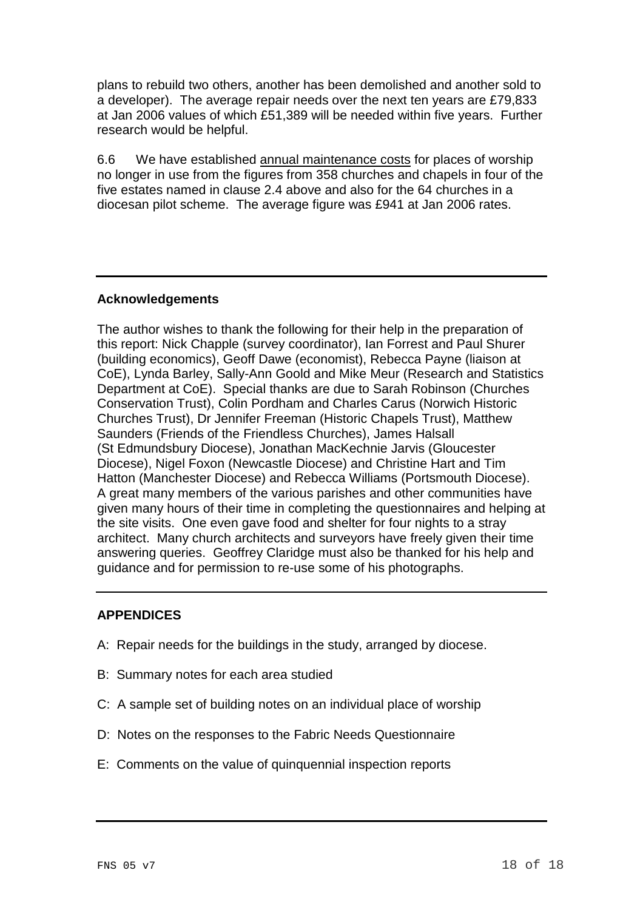plans to rebuild two others, another has been demolished and another sold to a developer). The average repair needs over the next ten years are £79,833 at Jan 2006 values of which £51,389 will be needed within five years. Further research would be helpful.

6.6 We have established annual maintenance costs for places of worship no longer in use from the figures from 358 churches and chapels in four of the five estates named in clause 2.4 above and also for the 64 churches in a diocesan pilot scheme. The average figure was £941 at Jan 2006 rates.

---

**Acknowledgements**

The author wishes to thank the following for their help in the preparation of this report: Nick Chapple (survey coordinator), Ian Forrest and Paul Shurer (building economics), Geoff Dawe (economist), Rebecca Payne (liaison at CoE), Lynda Barley, Sally-Ann Goold and Mike Meur (Research and Statistics Department at CoE). Special thanks are due to Sarah Robinson (Churches Conservation Trust), Colin Pordham and Charles Carus (Norwich Historic Churches Trust), Dr Jennifer Freeman (Historic Chapels Trust), Matthew Saunders (Friends of the Friendless Churches), James Halsall (St Edmundsbury Diocese), Jonathan MacKechnie Jarvis (Gloucester Diocese), Nigel Foxon (Newcastle Diocese) and Christine Hart and Tim Hatton (Manchester Diocese) and Rebecca Williams (Portsmouth Diocese). A great many members of the various parishes and other communities have given many hours of their time in completing the questionnaires and helping at the site visits. One even gave food and shelter for four nights to a stray architect. Many church architects and surveyors have freely given their time answering queries. Geoffrey Claridge must also be thanked for his help and guidance and for permission to re-use some of his photographs.

---

**APPENDICES**

A: Repair needs for the buildings in the study, arranged by diocese.

B: Summary notes for each area studied

C: A sample set of building notes on an individual place of worship

D: Notes on the responses to the Fabric Needs Questionnaire

E: Comments on the value of quinquennial inspection reports